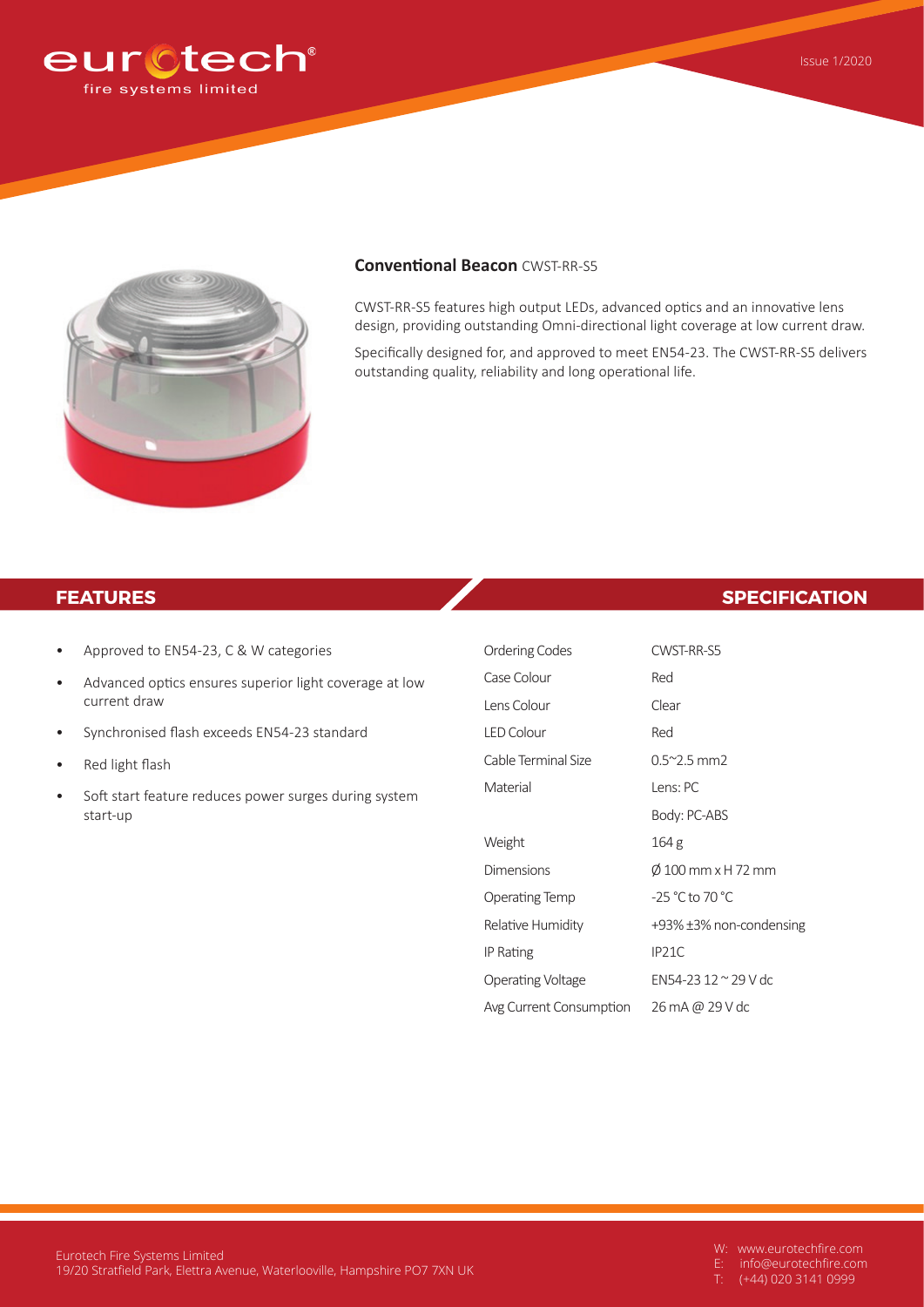eurotech fire systems limited

Issue 1/2020

**Conventional Beacon** CWST-RR-S5

CWST-RR-S5 features high output LEDs, advanced optics and an innovative lens design, providing outstanding Omni-directional light coverage at low current draw.

Specifically designed for, and approved to meet EN54-23. The CWST-RR-S5 delivers outstanding quality, reliability and long operational life.

## FEATURES

- Approved to EN54-23, C & W categories
- Advanced optics ensures superior light coverage at low current draw
- Synchronised flash exceeds EN54-23 standard
- Red light flash
- Soft start feature reduces power surges during system start-up

## SPECIFICATION

| | |
|---|---|
| Ordering Codes | CWST-RR-S5 |
| Case Colour | Red |
| Lens Colour | Clear |
| LED Colour | Red |
| Cable Terminal Size | 0.5~2.5 mm2 |
| Material | Lens: PC<br>Body: PC-ABS |
| Weight | 164 g |
| Dimensions | Ø 100 mm x H 72 mm |
| Operating Temp | -25 °C to 70 °C |
| Relative Humidity | +93% ±3% non-condensing |
| IP Rating | IP21C |
| Operating Voltage | EN54-23 12 ~ 29 V dc |
| Avg Current Consumption | 26 mA @ 29 V dc |

Eurotech Fire Systems Limited
19/20 Stratfield Park, Elettra Avenue, Waterlooville, Hampshire PO7 7XN UK

W: www.eurotechfire.com
E: info@eurotechfire.com
T: (+44) 020 3141 0999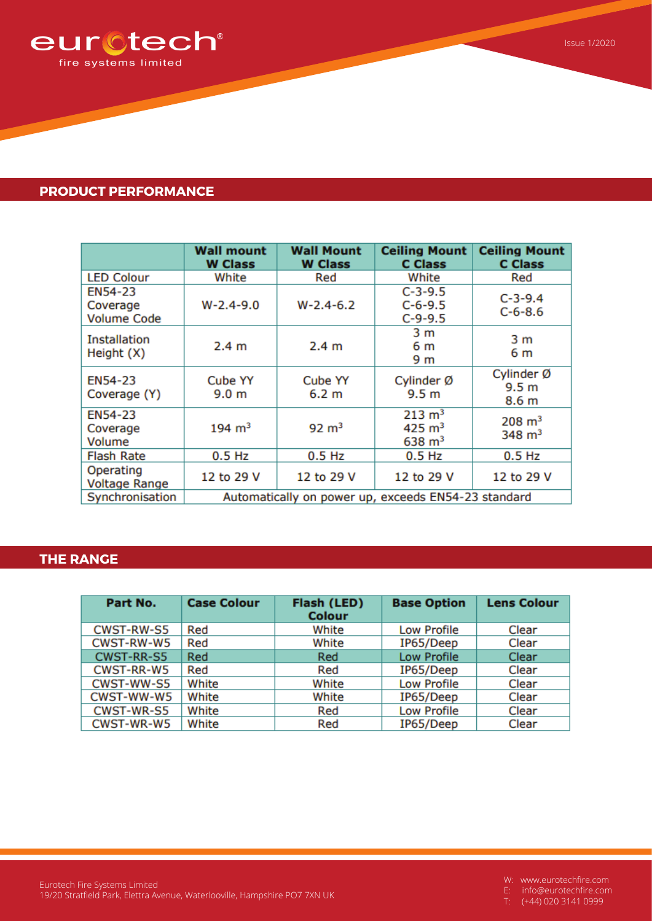## PRODUCT PERFORMANCE

| | Wall mount W Class | Wall Mount W Class | Ceiling Mount C Class | Ceiling Mount C Class |
|---|---|---|---|---|
| LED Colour | White | Red | White | Red |
| EN54-23 Coverage Volume Code | W-2.4-9.0 | W-2.4-6.2 | C-3-9.5<br>C-6-9.5<br>C-9-9.5 | C-3-9.4<br>C-6-8.6 |
| Installation Height (X) | 2.4 m | 2.4 m | 3 m<br>6 m<br>9 m | 3 m<br>6 m |
| EN54-23 Coverage (Y) | Cube YY 9.0 m | Cube YY 6.2 m | Cylinder Ø 9.5 m | Cylinder Ø 9.5 m<br>8.6 m |
| EN54-23 Coverage Volume | 194 $m^3$ | 92 $m^3$ | 213 $m^3$<br>425 $m^3$<br>638 $m^3$ | 208 $m^3$<br>348 $m^3$ |
| Flash Rate | 0.5 Hz | 0.5 Hz | 0.5 Hz | 0.5 Hz |
| Operating Voltage Range | 12 to 29 V | 12 to 29 V | 12 to 29 V | 12 to 29 V |
| Synchronisation | Automatically on power up, exceeds EN54-23 standard | | | |

## THE RANGE

| Part No. | Case Colour | Flash (LED) Colour | Base Option | Lens Colour |
|---|---|---|---|---|
| CWST-RW-S5 | Red | White | Low Profile | Clear |
| CWST-RW-W5 | Red | White | IP65/Deep | Clear |
| CWST-RR-S5 | Red | Red | Low Profile | Clear |
| CWST-RR-W5 | Red | Red | IP65/Deep | Clear |
| CWST-WW-S5 | White | White | Low Profile | Clear |
| CWST-WW-W5 | White | White | IP65/Deep | Clear |
| CWST-WR-S5 | White | Red | Low Profile | Clear |
| CWST-WR-W5 | White | Red | IP65/Deep | Clear |

Eurotech Fire Systems Limited
19/20 Stratfield Park, Elettra Avenue, Waterlooville, Hampshire PO7 7XN UK

W: www.eurotechfire.com
E: info@eurotechfire.com
T: (+44) 020 3141 0999